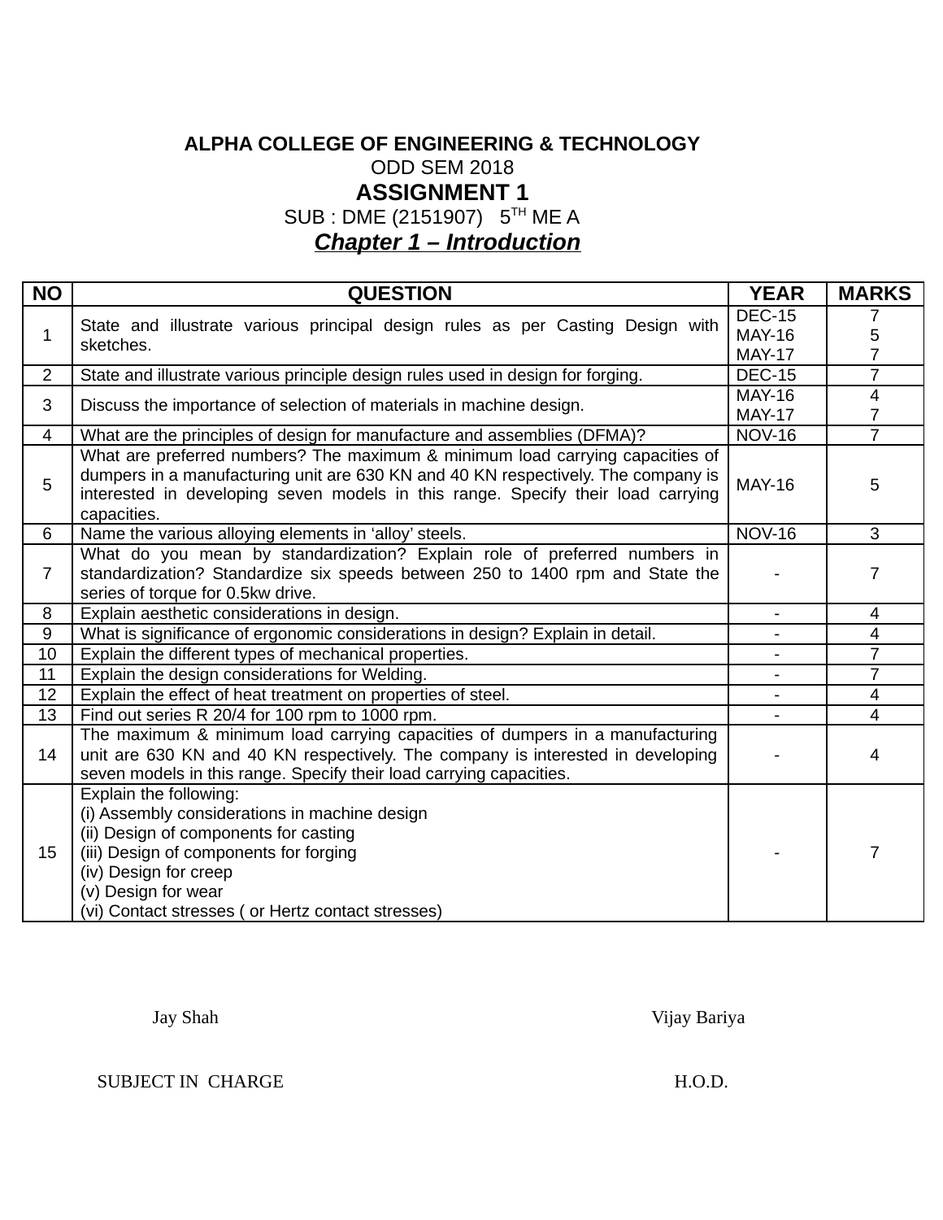**ALPHA COLLEGE OF ENGINEERING & TECHNOLOGY**

ODD SEM 2018

# ASSIGNMENT 1

SUB : DME (2151907) 5TH ME A

## ***Chapter 1 – Introduction***

| NO | QUESTION | YEAR | MARKS |
|---|---|---|---|
| 1 | State and illustrate various principal design rules as per Casting Design with sketches. | DEC-15<br>MAY-16<br>MAY-17 | 7<br>5<br>7 |
| 2 | State and illustrate various principle design rules used in design for forging. | DEC-15 | 7 |
| 3 | Discuss the importance of selection of materials in machine design. | MAY-16<br>MAY-17 | 4<br>7 |
| 4 | What are the principles of design for manufacture and assemblies (DFMA)? | NOV-16 | 7 |
| 5 | What are preferred numbers? The maximum & minimum load carrying capacities of dumpers in a manufacturing unit are 630 KN and 40 KN respectively. The company is interested in developing seven models in this range. Specify their load carrying capacities. | MAY-16 | 5 |
| 6 | Name the various alloying elements in 'alloy' steels. | NOV-16 | 3 |
| 7 | What do you mean by standardization? Explain role of preferred numbers in standardization? Standardize six speeds between 250 to 1400 rpm and State the series of torque for 0.5kw drive. | - | 7 |
| 8 | Explain aesthetic considerations in design. | - | 4 |
| 9 | What is significance of ergonomic considerations in design? Explain in detail. | - | 4 |
| 10 | Explain the different types of mechanical properties. | - | 7 |
| 11 | Explain the design considerations for Welding. | - | 7 |
| 12 | Explain the effect of heat treatment on properties of steel. | - | 4 |
| 13 | Find out series R 20/4 for 100 rpm to 1000 rpm. | - | 4 |
| 14 | The maximum & minimum load carrying capacities of dumpers in a manufacturing unit are 630 KN and 40 KN respectively. The company is interested in developing seven models in this range. Specify their load carrying capacities. | - | 4 |
| 15 | Explain the following:<br>(i) Assembly considerations in machine design<br>(ii) Design of components for casting<br>(iii) Design of components for forging<br>(iv) Design for creep<br>(v) Design for wear<br>(vi) Contact stresses ( or Hertz contact stresses) | - | 7 |

Jay Shah — SUBJECT IN CHARGE

Vijay Bariya — H.O.D.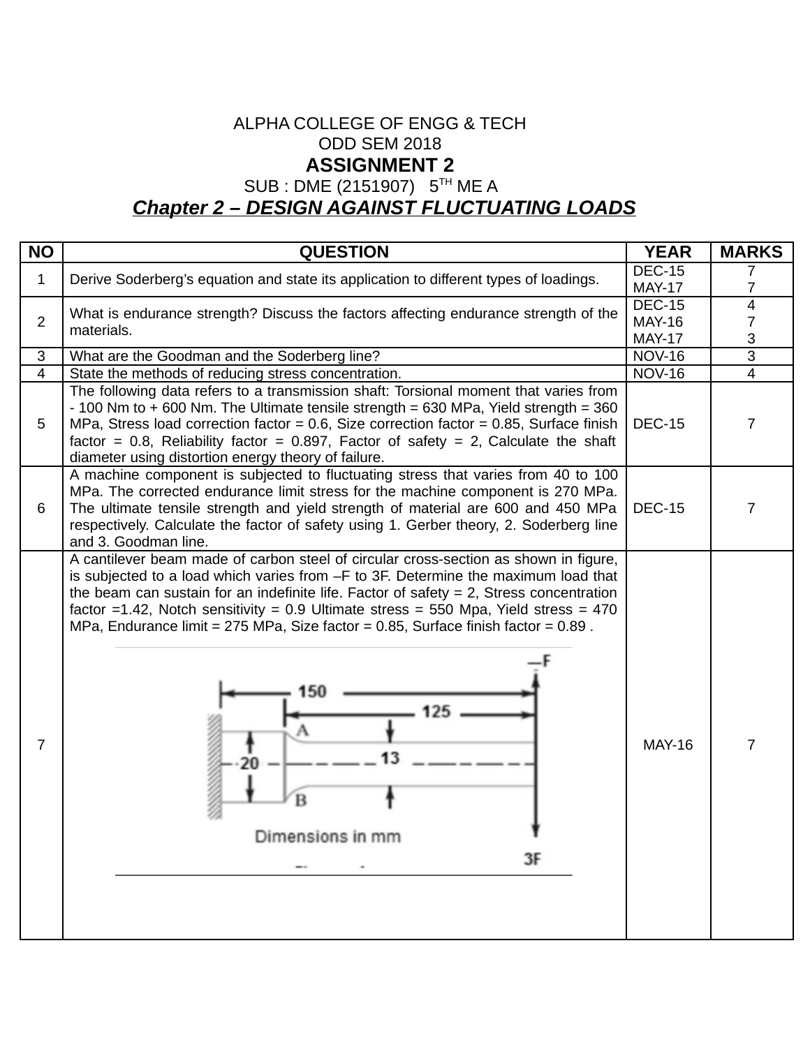ALPHA COLLEGE OF ENGG & TECH

ODD SEM 2018

**ASSIGNMENT 2**

SUB : DME (2151907) 5TH ME A

***Chapter 2 – DESIGN AGAINST FLUCTUATING LOADS***

| NO | QUESTION | YEAR | MARKS |
|---|---|---|---|
| 1 | Derive Soderberg's equation and state its application to different types of loadings. | DEC-15<br>MAY-17 | 7<br>7 |
| 2 | What is endurance strength? Discuss the factors affecting endurance strength of the materials. | DEC-15<br>MAY-16<br>MAY-17 | 4<br>7<br>3 |
| 3 | What are the Goodman and the Soderberg line? | NOV-16 | 3 |
| 4 | State the methods of reducing stress concentration. | NOV-16 | 4 |
| 5 | The following data refers to a transmission shaft: Torsional moment that varies from - 100 Nm to + 600 Nm. The Ultimate tensile strength = 630 MPa, Yield strength = 360 MPa, Stress load correction factor = 0.6, Size correction factor = 0.85, Surface finish factor = 0.8, Reliability factor = 0.897, Factor of safety = 2, Calculate the shaft diameter using distortion energy theory of failure. | DEC-15 | 7 |
| 6 | A machine component is subjected to fluctuating stress that varies from 40 to 100 MPa. The corrected endurance limit stress for the machine component is 270 MPa. The ultimate tensile strength and yield strength of material are 600 and 450 MPa respectively. Calculate the factor of safety using 1. Gerber theory, 2. Soderberg line and 3. Goodman line. | DEC-15 | 7 |
| 7 | A cantilever beam made of carbon steel of circular cross-section as shown in figure, is subjected to a load which varies from –F to 3F. Determine the maximum load that the beam can sustain for an indefinite life. Factor of safety = 2, Stress concentration factor =1.42, Notch sensitivity = 0.9 Ultimate stress = 550 Mpa, Yield stress = 470 MPa, Endurance limit = 275 MPa, Size factor = 0.85, Surface finish factor = 0.89 .<br>(Figure: 150, 125, A, B, 20, 13, –F, 3F; Dimensions in mm) | MAY-16 | 7 |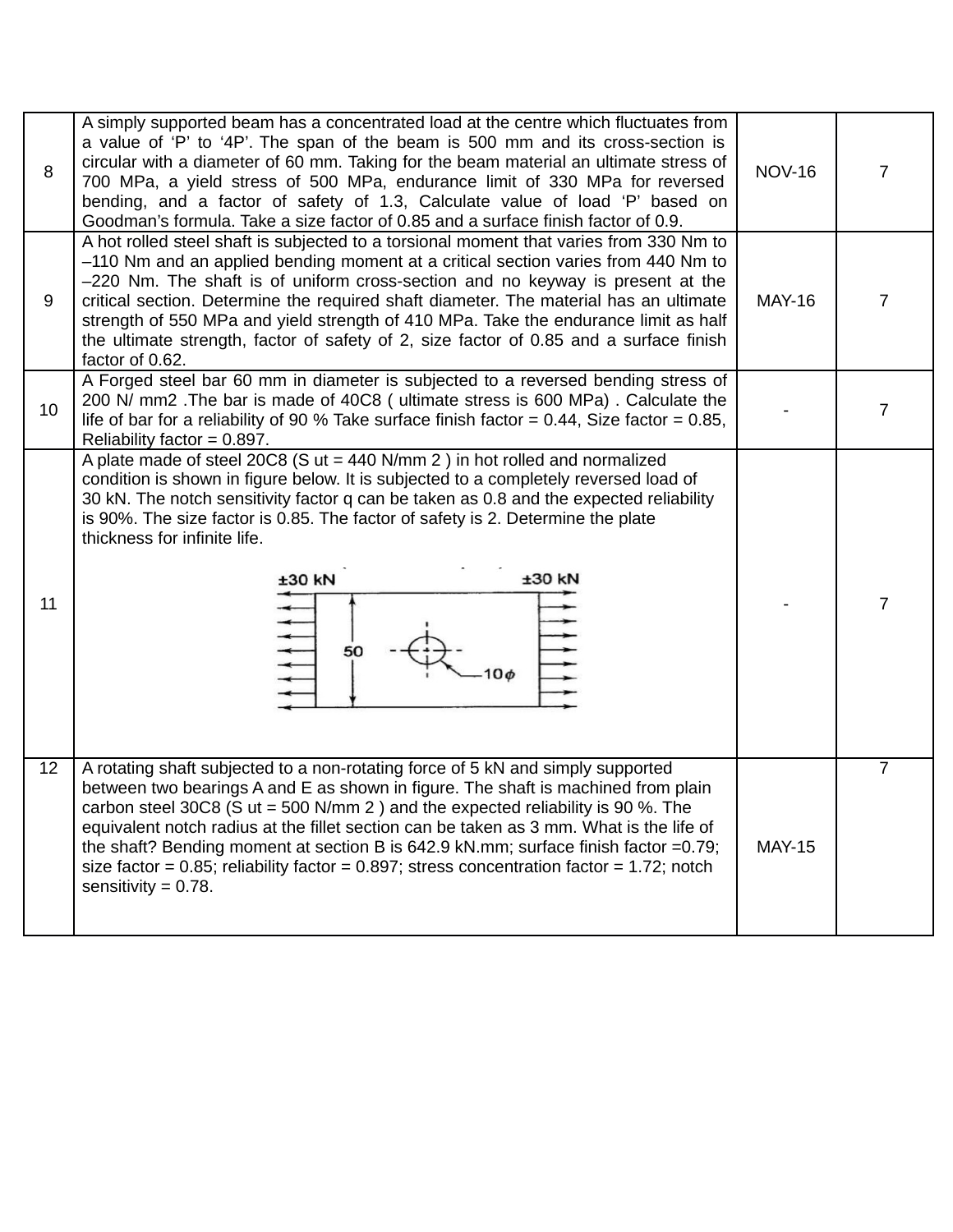| | | | |
|---|---|---|---|
| 8 | A simply supported beam has a concentrated load at the centre which fluctuates from a value of 'P' to '4P'. The span of the beam is 500 mm and its cross-section is circular with a diameter of 60 mm. Taking for the beam material an ultimate stress of 700 MPa, a yield stress of 500 MPa, endurance limit of 330 MPa for reversed bending, and a factor of safety of 1.3, Calculate value of load 'P' based on Goodman's formula. Take a size factor of 0.85 and a surface finish factor of 0.9. | NOV-16 | 7 |
| 9 | A hot rolled steel shaft is subjected to a torsional moment that varies from 330 Nm to –110 Nm and an applied bending moment at a critical section varies from 440 Nm to –220 Nm. The shaft is of uniform cross-section and no keyway is present at the critical section. Determine the required shaft diameter. The material has an ultimate strength of 550 MPa and yield strength of 410 MPa. Take the endurance limit as half the ultimate strength, factor of safety of 2, size factor of 0.85 and a surface finish factor of 0.62. | MAY-16 | 7 |
| 10 | A Forged steel bar 60 mm in diameter is subjected to a reversed bending stress of 200 N/ mm2 .The bar is made of 40C8 ( ultimate stress is 600 MPa) . Calculate the life of bar for a reliability of 90 % Take surface finish factor = 0.44, Size factor = 0.85, Reliability factor = 0.897. | - | 7 |
| 11 | A plate made of steel 20C8 ($S_{ut}$ = 440 N/mm 2 ) in hot rolled and normalized condition is shown in figure below. It is subjected to a completely reversed load of 30 kN. The notch sensitivity factor q can be taken as 0.8 and the expected reliability is 90%. The size factor is 0.85. The factor of safety is 2. Determine the plate thickness for infinite life. ±30 kN ±30 kN 50 10ϕ | - | 7 |
| 12 | A rotating shaft subjected to a non-rotating force of 5 kN and simply supported between two bearings A and E as shown in figure. The shaft is machined from plain carbon steel 30C8 ($S_{ut}$ = 500 N/mm 2 ) and the expected reliability is 90 %. The equivalent notch radius at the fillet section can be taken as 3 mm. What is the life of the shaft? Bending moment at section B is 642.9 kN.mm; surface finish factor =0.79; size factor = 0.85; reliability factor = 0.897; stress concentration factor = 1.72; notch sensitivity = 0.78. | MAY-15 | 7 |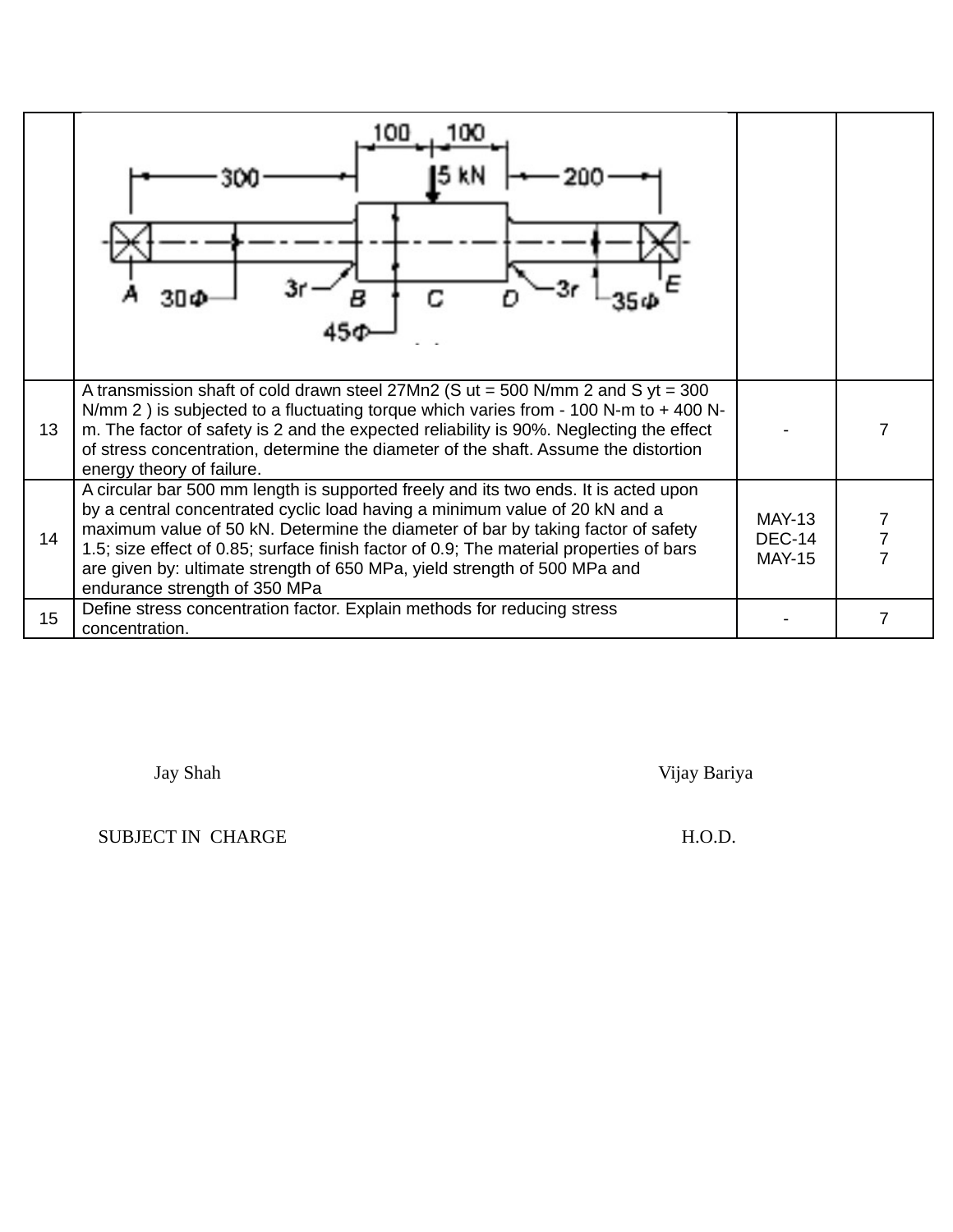| | | | |
|---|---|---|---|
| | | | |
| 13 | A transmission shaft of cold drawn steel 27Mn2 ($S_{ut}$ = 500 N/mm 2 and $S_{yt}$ = 300 N/mm 2 ) is subjected to a fluctuating torque which varies from - 100 N-m to + 400 N-m. The factor of safety is 2 and the expected reliability is 90%. Neglecting the effect of stress concentration, determine the diameter of the shaft. Assume the distortion energy theory of failure. | - | 7 |
| 14 | A circular bar 500 mm length is supported freely and its two ends. It is acted upon by a central concentrated cyclic load having a minimum value of 20 kN and a maximum value of 50 kN. Determine the diameter of bar by taking factor of safety 1.5; size effect of 0.85; surface finish factor of 0.9; The material properties of bars are given by: ultimate strength of 650 MPa, yield strength of 500 MPa and endurance strength of 350 MPa | MAY-13<br>DEC-14<br>MAY-15 | 7<br>7<br>7 |
| 15 | Define stress concentration factor. Explain methods for reducing stress concentration. | - | 7 |

Jay Shah

SUBJECT IN CHARGE

Vijay Bariya

H.O.D.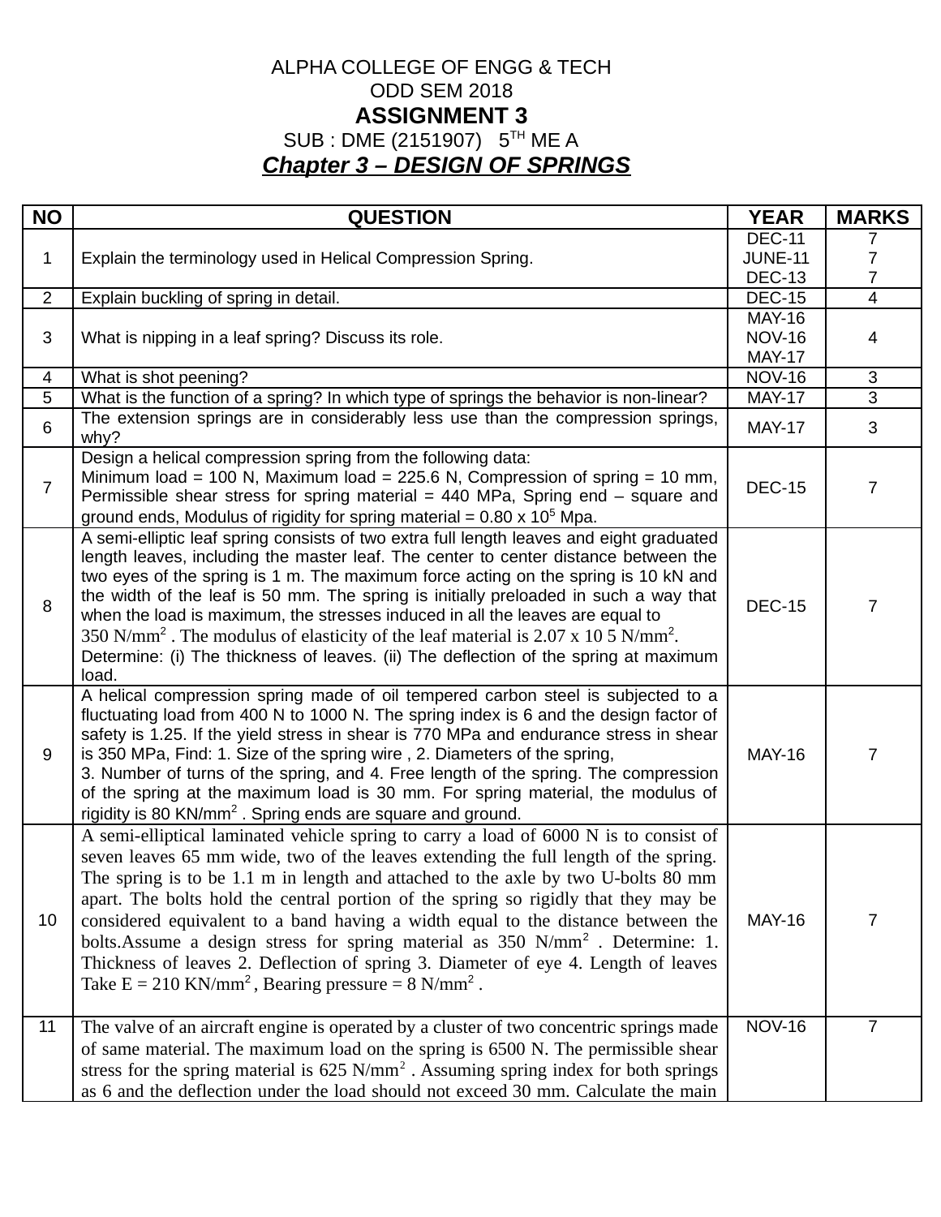ALPHA COLLEGE OF ENGG & TECH

ODD SEM 2018

**ASSIGNMENT 3**

SUB : DME (2151907) 5$^{TH}$ ME A

***Chapter 3 – DESIGN OF SPRINGS***

| NO | QUESTION | YEAR | MARKS |
|---|---|---|---|
| 1 | Explain the terminology used in Helical Compression Spring. | DEC-11<br>JUNE-11<br>DEC-13 | 7<br>7<br>7 |
| 2 | Explain buckling of spring in detail. | DEC-15 | 4 |
| 3 | What is nipping in a leaf spring? Discuss its role. | MAY-16<br>NOV-16<br>MAY-17 | 4 |
| 4 | What is shot peening? | NOV-16 | 3 |
| 5 | What is the function of a spring? In which type of springs the behavior is non-linear? | MAY-17 | 3 |
| 6 | The extension springs are in considerably less use than the compression springs, why? | MAY-17 | 3 |
| 7 | Design a helical compression spring from the following data:<br>Minimum load = 100 N, Maximum load = 225.6 N, Compression of spring = 10 mm, Permissible shear stress for spring material = 440 MPa, Spring end – square and ground ends, Modulus of rigidity for spring material = 0.80 x $10^5$ Mpa. | DEC-15 | 7 |
| 8 | A semi-elliptic leaf spring consists of two extra full length leaves and eight graduated length leaves, including the master leaf. The center to center distance between the two eyes of the spring is 1 m. The maximum force acting on the spring is 10 kN and the width of the leaf is 50 mm. The spring is initially preloaded in such a way that when the load is maximum, the stresses induced in all the leaves are equal to 350 N/mm$^2$ . The modulus of elasticity of the leaf material is 2.07 x 10 5 N/mm$^2$.<br>Determine: (i) The thickness of leaves. (ii) The deflection of the spring at maximum load. | DEC-15 | 7 |
| 9 | A helical compression spring made of oil tempered carbon steel is subjected to a fluctuating load from 400 N to 1000 N. The spring index is 6 and the design factor of safety is 1.25. If the yield stress in shear is 770 MPa and endurance stress in shear is 350 MPa, Find: 1. Size of the spring wire , 2. Diameters of the spring,<br>3. Number of turns of the spring, and 4. Free length of the spring. The compression of the spring at the maximum load is 30 mm. For spring material, the modulus of rigidity is 80 KN/mm$^2$ . Spring ends are square and ground. | MAY-16 | 7 |
| 10 | A semi-elliptical laminated vehicle spring to carry a load of 6000 N is to consist of seven leaves 65 mm wide, two of the leaves extending the full length of the spring. The spring is to be 1.1 m in length and attached to the axle by two U-bolts 80 mm apart. The bolts hold the central portion of the spring so rigidly that they may be considered equivalent to a band having a width equal to the distance between the bolts.Assume a design stress for spring material as 350 N/mm$^2$ . Determine: 1. Thickness of leaves 2. Deflection of spring 3. Diameter of eye 4. Length of leaves Take E = 210 KN/mm$^2$, Bearing pressure = 8 N/mm$^2$ . | MAY-16 | 7 |
| 11 | The valve of an aircraft engine is operated by a cluster of two concentric springs made of same material. The maximum load on the spring is 6500 N. The permissible shear stress for the spring material is 625 N/mm$^2$ . Assuming spring index for both springs as 6 and the deflection under the load should not exceed 30 mm. Calculate the main | NOV-16 | 7 |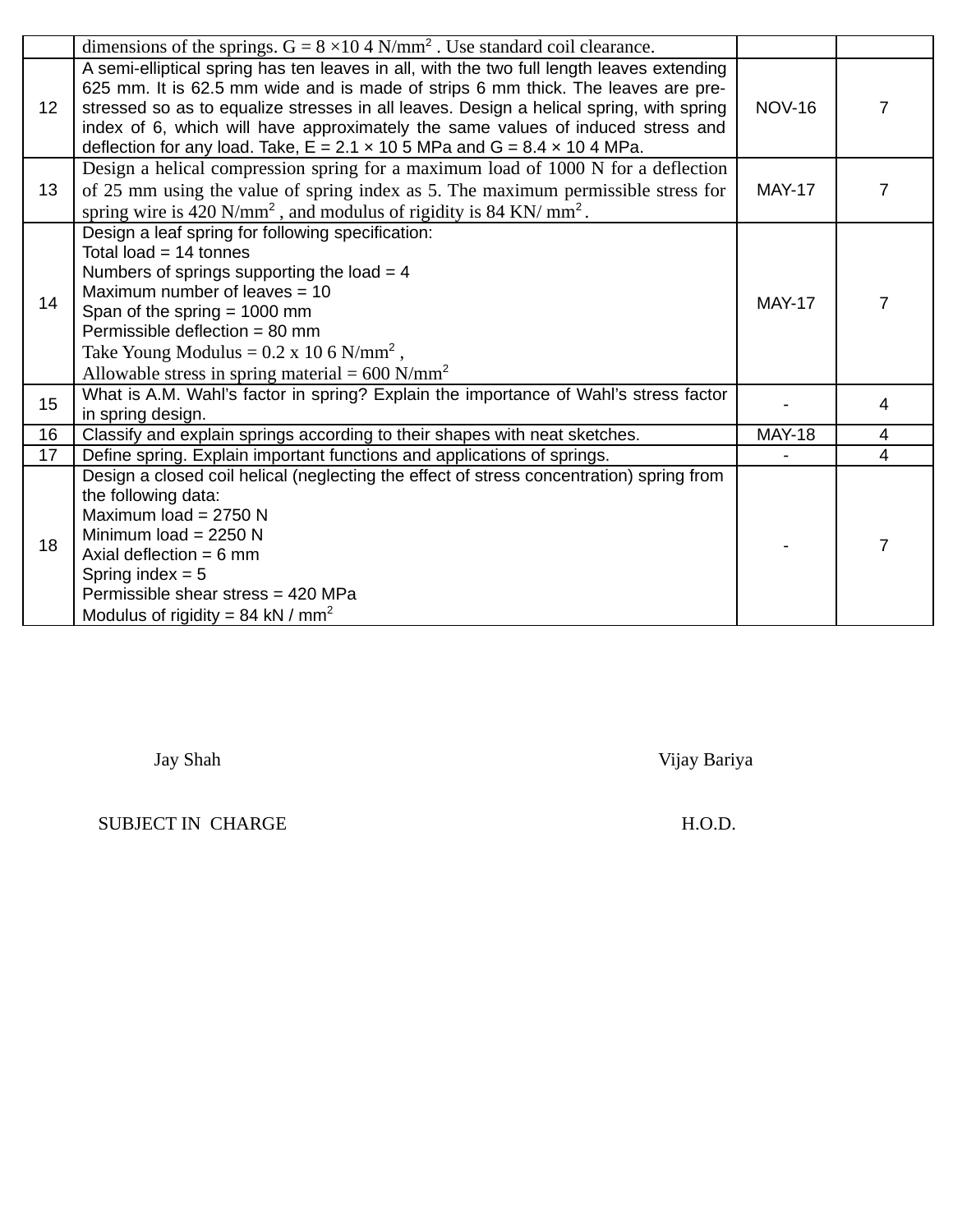| | | | |
|---|---|---|---|
| | dimensions of the springs. $G = 8 \times 10^4$ N/mm$^2$ . Use standard coil clearance. | | |
| 12 | A semi-elliptical spring has ten leaves in all, with the two full length leaves extending 625 mm. It is 62.5 mm wide and is made of strips 6 mm thick. The leaves are pre-stressed so as to equalize stresses in all leaves. Design a helical spring, with spring index of 6, which will have approximately the same values of induced stress and deflection for any load. Take, $E = 2.1 \times 10^5$ MPa and $G = 8.4 \times 10^4$ MPa. | NOV-16 | 7 |
| 13 | Design a helical compression spring for a maximum load of 1000 N for a deflection of 25 mm using the value of spring index as 5. The maximum permissible stress for spring wire is 420 N/mm$^2$ , and modulus of rigidity is 84 KN/ mm$^2$ . | MAY-17 | 7 |
| 14 | Design a leaf spring for following specification:<br>Total load = 14 tonnes<br>Numbers of springs supporting the load = 4<br>Maximum number of leaves = 10<br>Span of the spring = 1000 mm<br>Permissible deflection = 80 mm<br>Take Young Modulus = $0.2 \times 10^6$ N/mm$^2$ ,<br>Allowable stress in spring material = 600 N/mm$^2$ | MAY-17 | 7 |
| 15 | What is A.M. Wahl's factor in spring? Explain the importance of Wahl's stress factor in spring design. | - | 4 |
| 16 | Classify and explain springs according to their shapes with neat sketches. | MAY-18 | 4 |
| 17 | Define spring. Explain important functions and applications of springs. | - | 4 |
| 18 | Design a closed coil helical (neglecting the effect of stress concentration) spring from the following data:<br>Maximum load = 2750 N<br>Minimum load = 2250 N<br>Axial deflection = 6 mm<br>Spring index = 5<br>Permissible shear stress = 420 MPa<br>Modulus of rigidity = 84 kN / mm$^2$ | - | 7 |

Jay Shah — SUBJECT IN CHARGE

Vijay Bariya — H.O.D.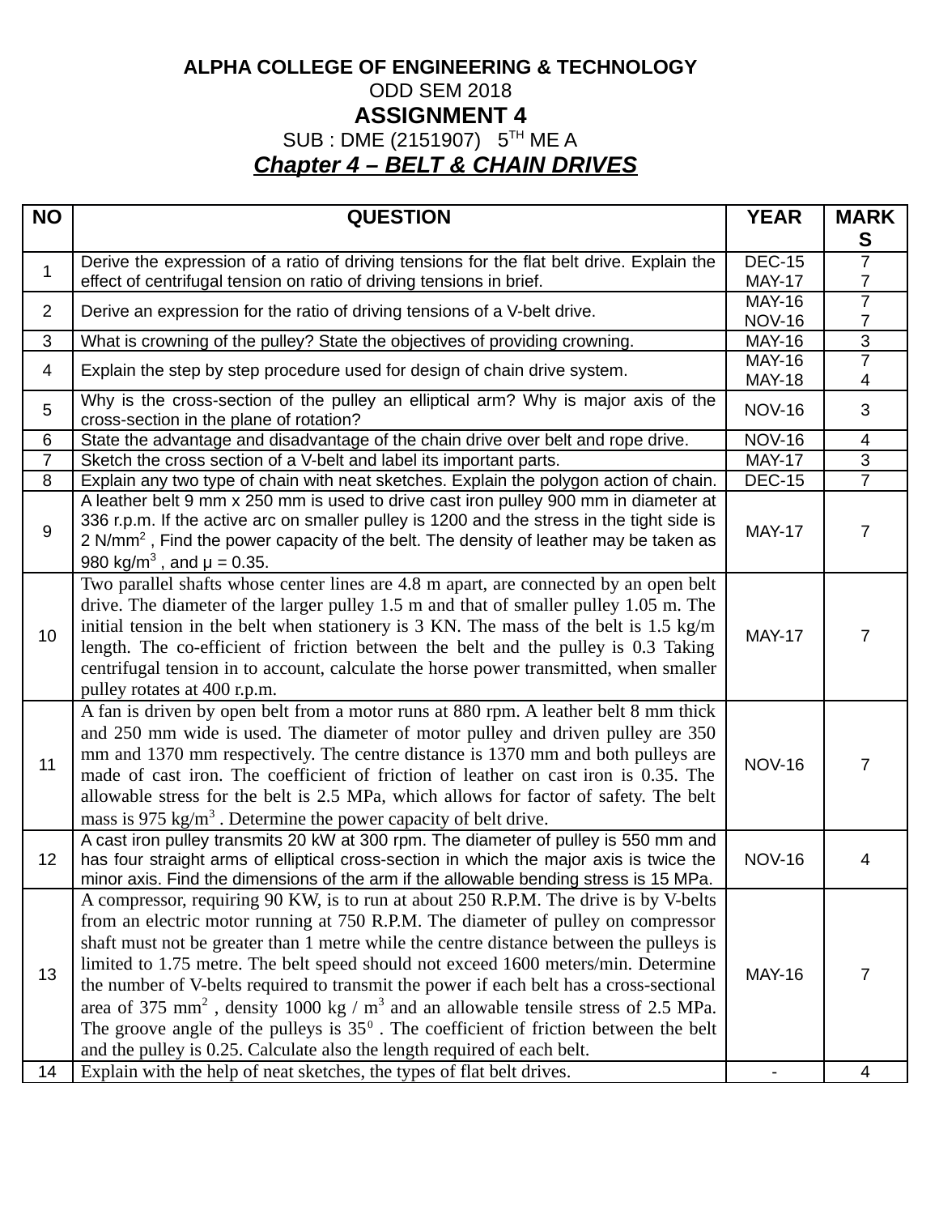**ALPHA COLLEGE OF ENGINEERING & TECHNOLOGY**

ODD SEM 2018

# ASSIGNMENT 4

SUB : DME (2151907)   $5^{TH}$ ME A

***Chapter 4 – BELT & CHAIN DRIVES***

| NO | QUESTION | YEAR | MARKS |
|---|---|---|---|
| 1 | Derive the expression of a ratio of driving tensions for the flat belt drive. Explain the effect of centrifugal tension on ratio of driving tensions in brief. | DEC-15<br>MAY-17 | 7<br>7 |
| 2 | Derive an expression for the ratio of driving tensions of a V-belt drive. | MAY-16<br>NOV-16 | 7<br>7 |
| 3 | What is crowning of the pulley? State the objectives of providing crowning. | MAY-16 | 3 |
| 4 | Explain the step by step procedure used for design of chain drive system. | MAY-16<br>MAY-18 | 7<br>4 |
| 5 | Why is the cross-section of the pulley an elliptical arm? Why is major axis of the cross-section in the plane of rotation? | NOV-16 | 3 |
| 6 | State the advantage and disadvantage of the chain drive over belt and rope drive. | NOV-16 | 4 |
| 7 | Sketch the cross section of a V-belt and label its important parts. | MAY-17 | 3 |
| 8 | Explain any two type of chain with neat sketches. Explain the polygon action of chain. | DEC-15 | 7 |
| 9 | A leather belt 9 mm x 250 mm is used to drive cast iron pulley 900 mm in diameter at 336 r.p.m. If the active arc on smaller pulley is 1200 and the stress in the tight side is 2 N/mm$^2$ , Find the power capacity of the belt. The density of leather may be taken as 980 kg/m$^3$ , and μ = 0.35. | MAY-17 | 7 |
| 10 | Two parallel shafts whose center lines are 4.8 m apart, are connected by an open belt drive. The diameter of the larger pulley 1.5 m and that of smaller pulley 1.05 m. The initial tension in the belt when stationery is 3 KN. The mass of the belt is 1.5 kg/m length. The co-efficient of friction between the belt and the pulley is 0.3 Taking centrifugal tension in to account, calculate the horse power transmitted, when smaller pulley rotates at 400 r.p.m. | MAY-17 | 7 |
| 11 | A fan is driven by open belt from a motor runs at 880 rpm. A leather belt 8 mm thick and 250 mm wide is used. The diameter of motor pulley and driven pulley are 350 mm and 1370 mm respectively. The centre distance is 1370 mm and both pulleys are made of cast iron. The coefficient of friction of leather on cast iron is 0.35. The allowable stress for the belt is 2.5 MPa, which allows for factor of safety. The belt mass is 975 kg/m$^3$ . Determine the power capacity of belt drive. | NOV-16 | 7 |
| 12 | A cast iron pulley transmits 20 kW at 300 rpm. The diameter of pulley is 550 mm and has four straight arms of elliptical cross-section in which the major axis is twice the minor axis. Find the dimensions of the arm if the allowable bending stress is 15 MPa. | NOV-16 | 4 |
| 13 | A compressor, requiring 90 KW, is to run at about 250 R.P.M. The drive is by V-belts from an electric motor running at 750 R.P.M. The diameter of pulley on compressor shaft must not be greater than 1 metre while the centre distance between the pulleys is limited to 1.75 metre. The belt speed should not exceed 1600 meters/min. Determine the number of V-belts required to transmit the power if each belt has a cross-sectional area of 375 mm$^2$ , density 1000 kg / m$^3$ and an allowable tensile stress of 2.5 MPa. The groove angle of the pulleys is $35^0$ . The coefficient of friction between the belt and the pulley is 0.25. Calculate also the length required of each belt. | MAY-16 | 7 |
| 14 | Explain with the help of neat sketches, the types of flat belt drives. | - | 4 |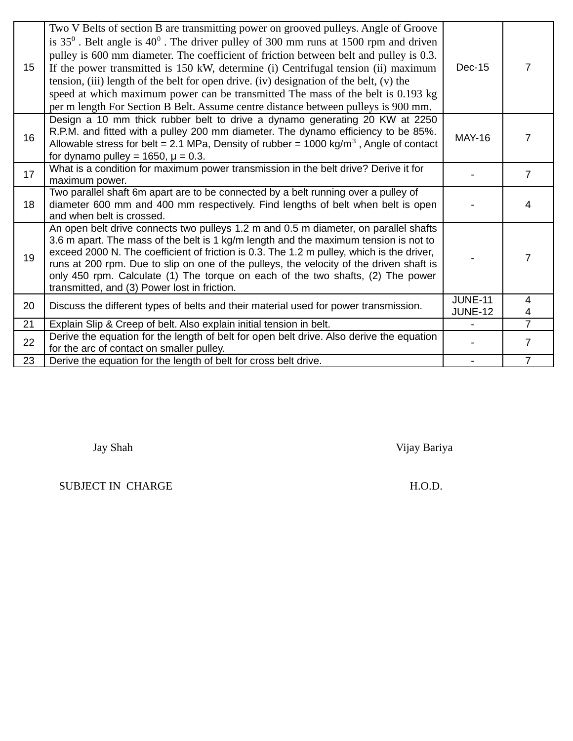| 15 | Two V Belts of section B are transmitting power on grooved pulleys. Angle of Groove is $35^0$ . Belt angle is $40^0$ . The driver pulley of 300 mm runs at 1500 rpm and driven pulley is 600 mm diameter. The coefficient of friction between belt and pulley is 0.3. If the power transmitted is 150 kW, determine (i) Centrifugal tension (ii) maximum tension, (iii) length of the belt for open drive. (iv) designation of the belt, (v) the speed at which maximum power can be transmitted The mass of the belt is 0.193 kg per m length For Section B Belt. Assume centre distance between pulleys is 900 mm. | Dec-15 | 7 |
|---|---|---|---|
| 16 | Design a 10 mm thick rubber belt to drive a dynamo generating 20 KW at 2250 R.P.M. and fitted with a pulley 200 mm diameter. The dynamo efficiency to be 85%. Allowable stress for belt = 2.1 MPa, Density of rubber = 1000 kg/$m^3$ , Angle of contact for dynamo pulley = 1650, μ = 0.3. | MAY-16 | 7 |
| 17 | What is a condition for maximum power transmission in the belt drive? Derive it for maximum power. | - | 7 |
| 18 | Two parallel shaft 6m apart are to be connected by a belt running over a pulley of diameter 600 mm and 400 mm respectively. Find lengths of belt when belt is open and when belt is crossed. | - | 4 |
| 19 | An open belt drive connects two pulleys 1.2 m and 0.5 m diameter, on parallel shafts 3.6 m apart. The mass of the belt is 1 kg/m length and the maximum tension is not to exceed 2000 N. The coefficient of friction is 0.3. The 1.2 m pulley, which is the driver, runs at 200 rpm. Due to slip on one of the pulleys, the velocity of the driven shaft is only 450 rpm. Calculate (1) The torque on each of the two shafts, (2) The power transmitted, and (3) Power lost in friction. | - | 7 |
| 20 | Discuss the different types of belts and their material used for power transmission. | JUNE-11<br>JUNE-12 | 4<br>4 |
| 21 | Explain Slip & Creep of belt. Also explain initial tension in belt. | - | 7 |
| 22 | Derive the equation for the length of belt for open belt drive. Also derive the equation for the arc of contact on smaller pulley. | - | 7 |
| 23 | Derive the equation for the length of belt for cross belt drive. | - | 7 |

Jay Shah — SUBJECT IN CHARGE

Vijay Bariya — H.O.D.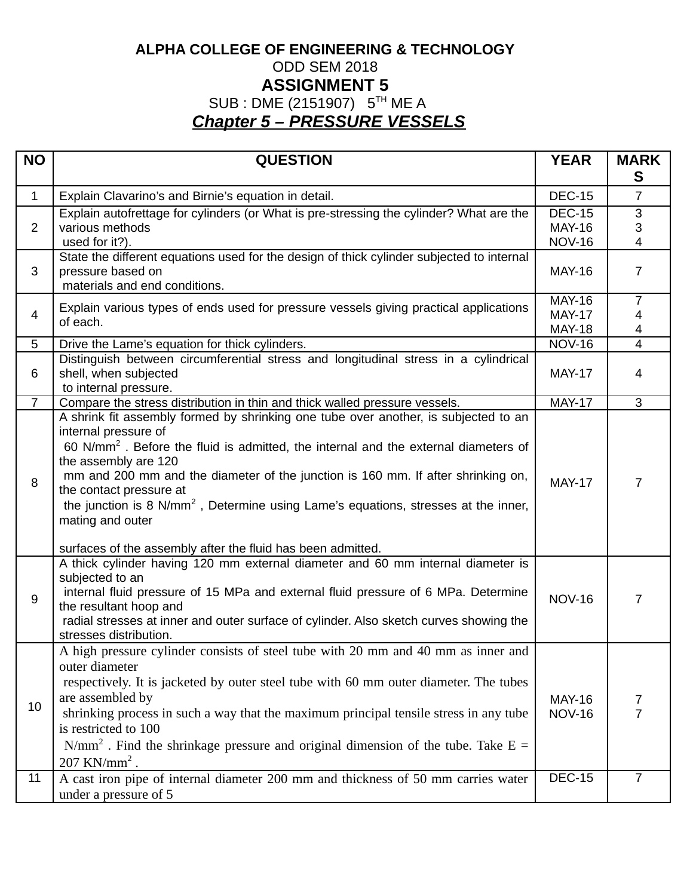**ALPHA COLLEGE OF ENGINEERING & TECHNOLOGY**

ODD SEM 2018

## ASSIGNMENT 5

SUB : DME (2151907) 5TH ME A

***Chapter 5 – PRESSURE VESSELS***

| NO | QUESTION | YEAR | MARKS |
|---|---|---|---|
| 1 | Explain Clavarino's and Birnie's equation in detail. | DEC-15 | 7 |
| 2 | Explain autofrettage for cylinders (or What is pre-stressing the cylinder? What are the various methods used for it?). | DEC-15<br>MAY-16<br>NOV-16 | 3<br>3<br>4 |
| 3 | State the different equations used for the design of thick cylinder subjected to internal pressure based on materials and end conditions. | MAY-16 | 7 |
| 4 | Explain various types of ends used for pressure vessels giving practical applications of each. | MAY-16<br>MAY-17<br>MAY-18 | 7<br>4<br>4 |
| 5 | Drive the Lame's equation for thick cylinders. | NOV-16 | 4 |
| 6 | Distinguish between circumferential stress and longitudinal stress in a cylindrical shell, when subjected to internal pressure. | MAY-17 | 4 |
| 7 | Compare the stress distribution in thin and thick walled pressure vessels. | MAY-17 | 3 |
| 8 | A shrink fit assembly formed by shrinking one tube over another, is subjected to an internal pressure of 60 N/mm$^2$ . Before the fluid is admitted, the internal and the external diameters of the assembly are 120 mm and 200 mm and the diameter of the junction is 160 mm. If after shrinking on, the contact pressure at the junction is 8 N/mm$^2$ , Determine using Lame's equations, stresses at the inner, mating and outer surfaces of the assembly after the fluid has been admitted. | MAY-17 | 7 |
| 9 | A thick cylinder having 120 mm external diameter and 60 mm internal diameter is subjected to an internal fluid pressure of 15 MPa and external fluid pressure of 6 MPa. Determine the resultant hoop and radial stresses at inner and outer surface of cylinder. Also sketch curves showing the stresses distribution. | NOV-16 | 7 |
| 10 | A high pressure cylinder consists of steel tube with 20 mm and 40 mm as inner and outer diameter respectively. It is jacketed by outer steel tube with 60 mm outer diameter. The tubes are assembled by shrinking process in such a way that the maximum principal tensile stress in any tube is restricted to 100 N/mm$^2$ . Find the shrinkage pressure and original dimension of the tube. Take E = 207 KN/mm$^2$ . | MAY-16<br>NOV-16 | 7<br>7 |
| 11 | A cast iron pipe of internal diameter 200 mm and thickness of 50 mm carries water under a pressure of 5 | DEC-15 | 7 |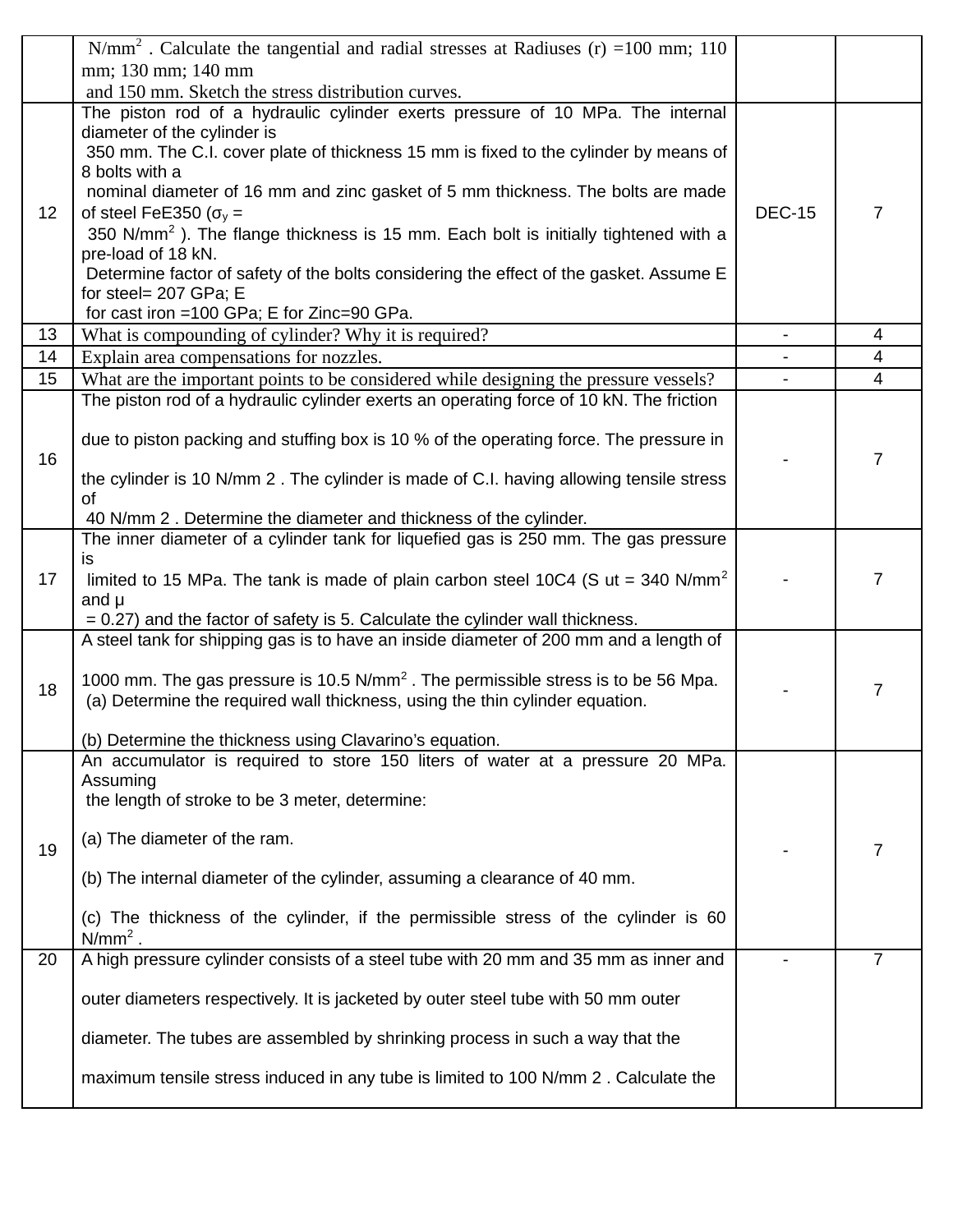| | | | |
|---|---|---|---|
| | $N/mm^2$ . Calculate the tangential and radial stresses at Radiuses (r) =100 mm; 110 mm; 130 mm; 140 mm and 150 mm. Sketch the stress distribution curves. | | |
| 12 | The piston rod of a hydraulic cylinder exerts pressure of 10 MPa. The internal diameter of the cylinder is 350 mm. The C.I. cover plate of thickness 15 mm is fixed to the cylinder by means of 8 bolts with a nominal diameter of 16 mm and zinc gasket of 5 mm thickness. The bolts are made of steel FeE350 ($\sigma_y$ = 350 $N/mm^2$ ). The flange thickness is 15 mm. Each bolt is initially tightened with a pre-load of 18 kN. Determine factor of safety of the bolts considering the effect of the gasket. Assume E for steel= 207 GPa; E for cast iron =100 GPa; E for Zinc=90 GPa. | DEC-15 | 7 |
| 13 | What is compounding of cylinder? Why it is required? | - | 4 |
| 14 | Explain area compensations for nozzles. | - | 4 |
| 15 | What are the important points to be considered while designing the pressure vessels? | - | 4 |
| 16 | The piston rod of a hydraulic cylinder exerts an operating force of 10 kN. The friction due to piston packing and stuffing box is 10 % of the operating force. The pressure in the cylinder is 10 N/mm 2 . The cylinder is made of C.I. having allowing tensile stress of 40 N/mm 2 . Determine the diameter and thickness of the cylinder. | - | 7 |
| 17 | The inner diameter of a cylinder tank for liquefied gas is 250 mm. The gas pressure is limited to 15 MPa. The tank is made of plain carbon steel 10C4 (S ut = 340 $N/mm^2$ and μ = 0.27) and the factor of safety is 5. Calculate the cylinder wall thickness. | - | 7 |
| 18 | A steel tank for shipping gas is to have an inside diameter of 200 mm and a length of 1000 mm. The gas pressure is 10.5 $N/mm^2$ . The permissible stress is to be 56 Mpa.<br>(a) Determine the required wall thickness, using the thin cylinder equation.<br>(b) Determine the thickness using Clavarino's equation. | - | 7 |
| 19 | An accumulator is required to store 150 liters of water at a pressure 20 MPa. Assuming the length of stroke to be 3 meter, determine:<br>(a) The diameter of the ram.<br>(b) The internal diameter of the cylinder, assuming a clearance of 40 mm.<br>(c) The thickness of the cylinder, if the permissible stress of the cylinder is 60 $N/mm^2$ . | - | 7 |
| 20 | A high pressure cylinder consists of a steel tube with 20 mm and 35 mm as inner and outer diameters respectively. It is jacketed by outer steel tube with 50 mm outer diameter. The tubes are assembled by shrinking process in such a way that the maximum tensile stress induced in any tube is limited to 100 N/mm 2 . Calculate the | - | 7 |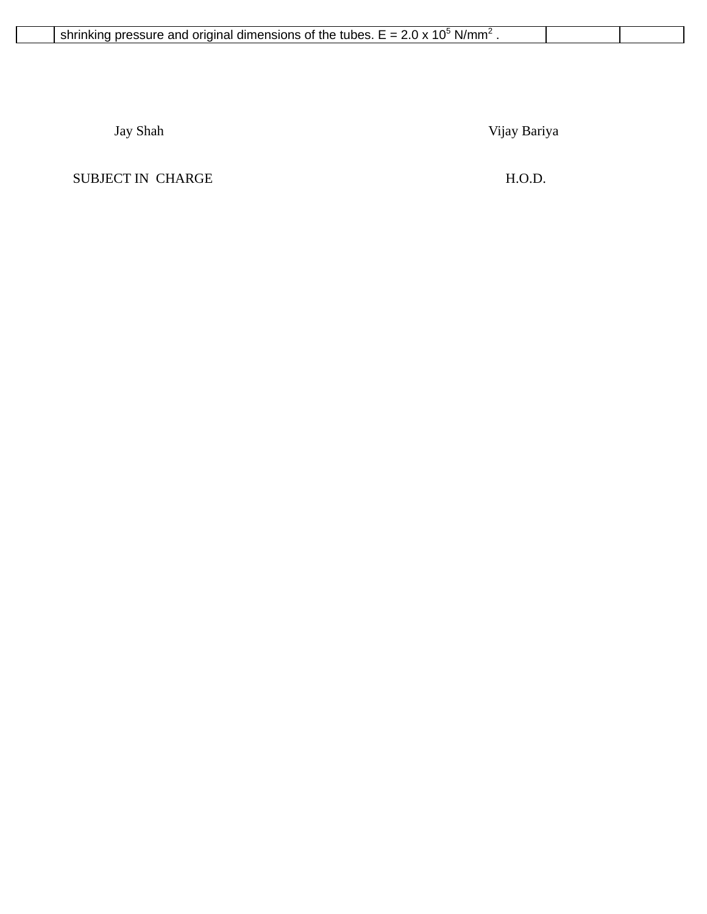| | | | |
|---|---|---|---|
| | shrinking pressure and original dimensions of the tubes. E = 2.0 x $10^5$ N/$mm^2$ . | | |

Jay Shah | Vijay Bariya

SUBJECT IN CHARGE | H.O.D.